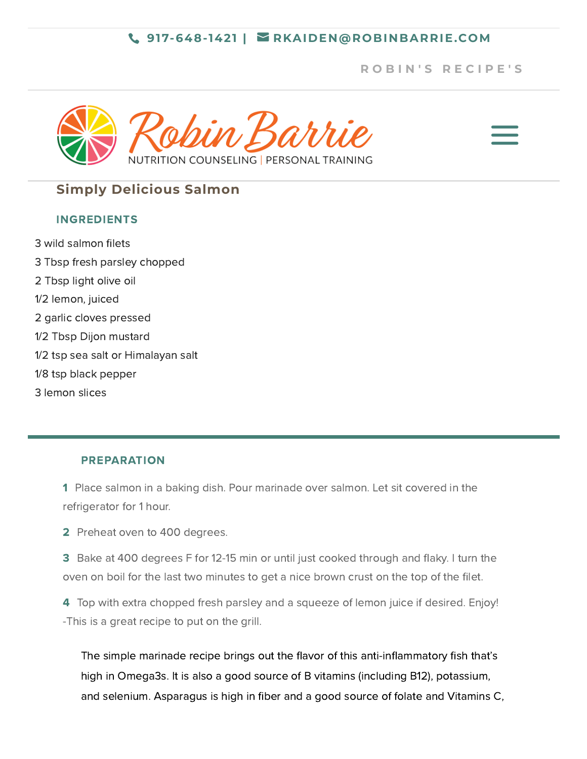917-648-1421 | RKAIDEN@ROBINBARRIE.COM

ROBIN'S RECIPE'S

Robin Barrie
NUTRITION COUNSELING | PERSONAL TRAINING

# Simply Delicious Salmon

## INGREDIENTS

3 wild salmon filets

3 Tbsp fresh parsley chopped

2 Tbsp light olive oil

1/2 lemon, juiced

2 garlic cloves pressed

1/2 Tbsp Dijon mustard

1/2 tsp sea salt or Himalayan salt

1/8 tsp black pepper

3 lemon slices

## PREPARATION

**1** Place salmon in a baking dish. Pour marinade over salmon. Let sit covered in the refrigerator for 1 hour.

**2** Preheat oven to 400 degrees.

**3** Bake at 400 degrees F for 12-15 min or until just cooked through and flaky. I turn the oven on boil for the last two minutes to get a nice brown crust on the top of the filet.

**4** Top with extra chopped fresh parsley and a squeeze of lemon juice if desired. Enjoy! -This is a great recipe to put on the grill.

The simple marinade recipe brings out the flavor of this anti-inflammatory fish that's high in Omega3s. It is also a good source of B vitamins (including B12), potassium, and selenium. Asparagus is high in fiber and a good source of folate and Vitamins C,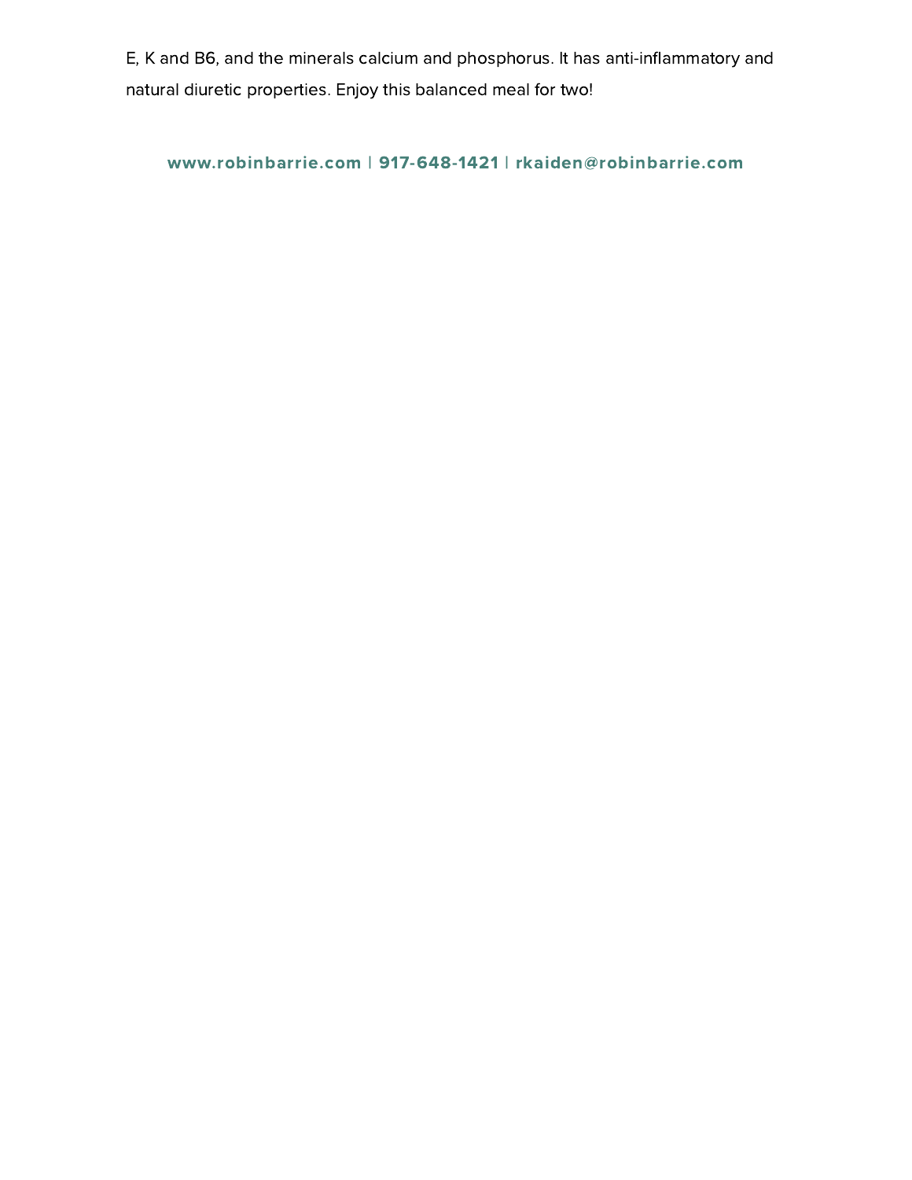E, K and B6, and the minerals calcium and phosphorus. It has anti-inflammatory and natural diuretic properties. Enjoy this balanced meal for two!

**www.robinbarrie.com | 917-648-1421 | rkaiden@robinbarrie.com**